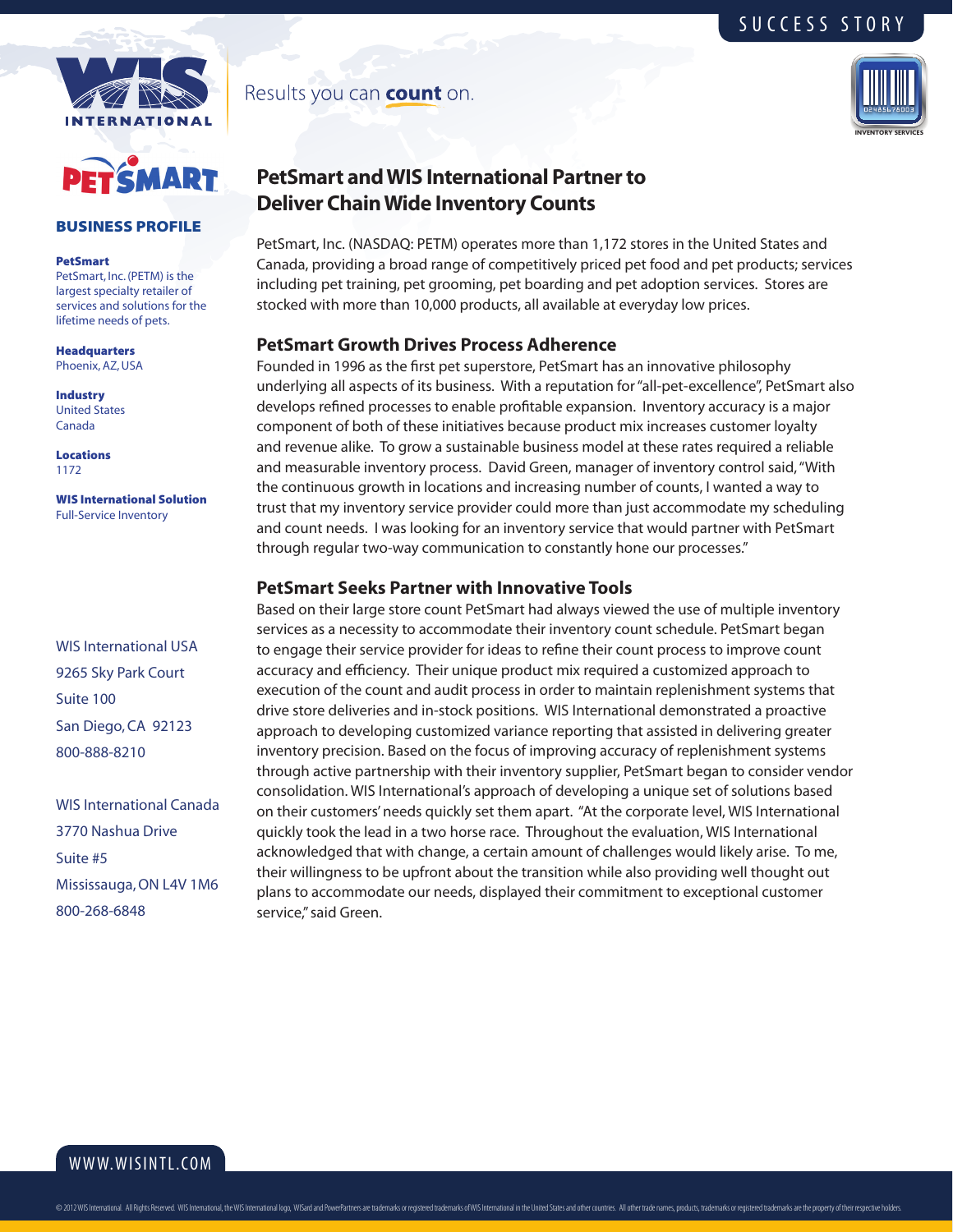SUCCESS STORY

Results you can **count** on.

## BUSINESS PROFILE

**PetSmart**
PetSmart, Inc. (PETM) is the largest specialty retailer of services and solutions for the lifetime needs of pets.

**Headquarters**
Phoenix, AZ, USA

**Industry**
United States
Canada

**Locations**
1172

**WIS International Solution**
Full-Service Inventory

WIS International USA
9265 Sky Park Court
Suite 100
San Diego, CA 92123
800-888-8210

WIS International Canada
3770 Nashua Drive
Suite #5
Mississauga, ON L4V 1M6
800-268-6848

# PetSmart and WIS International Partner to Deliver Chain Wide Inventory Counts

PetSmart, Inc. (NASDAQ: PETM) operates more than 1,172 stores in the United States and Canada, providing a broad range of competitively priced pet food and pet products; services including pet training, pet grooming, pet boarding and pet adoption services. Stores are stocked with more than 10,000 products, all available at everyday low prices.

## PetSmart Growth Drives Process Adherence

Founded in 1996 as the first pet superstore, PetSmart has an innovative philosophy underlying all aspects of its business. With a reputation for "all-pet-excellence", PetSmart also develops refined processes to enable profitable expansion. Inventory accuracy is a major component of both of these initiatives because product mix increases customer loyalty and revenue alike. To grow a sustainable business model at these rates required a reliable and measurable inventory process. David Green, manager of inventory control said, "With the continuous growth in locations and increasing number of counts, I wanted a way to trust that my inventory service provider could more than just accommodate my scheduling and count needs. I was looking for an inventory service that would partner with PetSmart through regular two-way communication to constantly hone our processes."

## PetSmart Seeks Partner with Innovative Tools

Based on their large store count PetSmart had always viewed the use of multiple inventory services as a necessity to accommodate their inventory count schedule. PetSmart began to engage their service provider for ideas to refine their count process to improve count accuracy and efficiency. Their unique product mix required a customized approach to execution of the count and audit process in order to maintain replenishment systems that drive store deliveries and in-stock positions. WIS International demonstrated a proactive approach to developing customized variance reporting that assisted in delivering greater inventory precision. Based on the focus of improving accuracy of replenishment systems through active partnership with their inventory supplier, PetSmart began to consider vendor consolidation. WIS International's approach of developing a unique set of solutions based on their customers' needs quickly set them apart. "At the corporate level, WIS International quickly took the lead in a two horse race. Throughout the evaluation, WIS International acknowledged that with change, a certain amount of challenges would likely arise. To me, their willingness to be upfront about the transition while also providing well thought out plans to accommodate our needs, displayed their commitment to exceptional customer service," said Green.

WWW.WISINTL.COM

© 2012 WIS International. All Rights Reserved. WIS International, the WIS International logo, WISard and PowerPartners are trademarks or registered trademarks of WIS International in the United States and other countries. All other trade names, products, trademarks or registered trademarks are the property of their respective holders.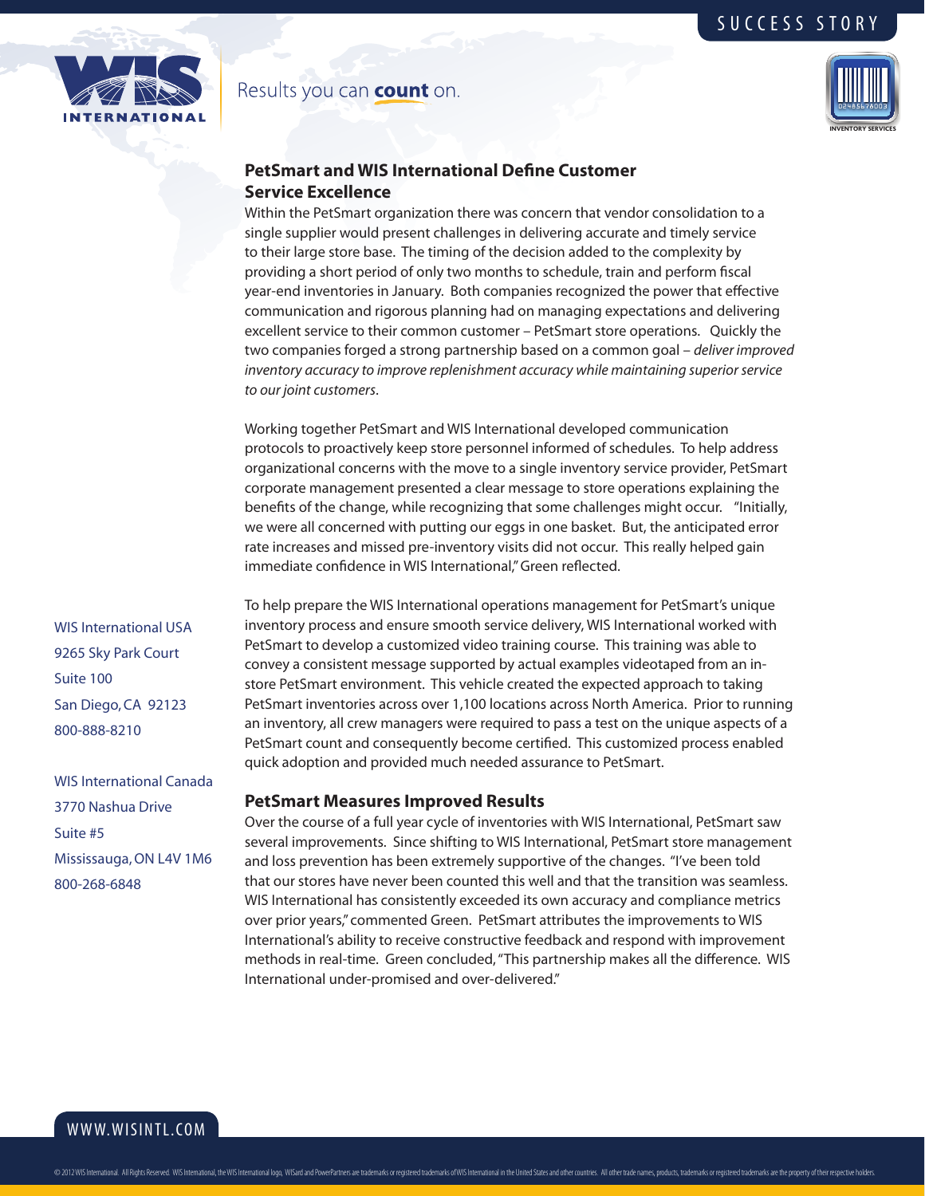SUCCESS STORY

Results you can **count** on.

## PetSmart and WIS International Define Customer Service Excellence

Within the PetSmart organization there was concern that vendor consolidation to a single supplier would present challenges in delivering accurate and timely service to their large store base. The timing of the decision added to the complexity by providing a short period of only two months to schedule, train and perform fiscal year-end inventories in January. Both companies recognized the power that effective communication and rigorous planning had on managing expectations and delivering excellent service to their common customer – PetSmart store operations. Quickly the two companies forged a strong partnership based on a common goal – *deliver improved inventory accuracy to improve replenishment accuracy while maintaining superior service to our joint customers*.

Working together PetSmart and WIS International developed communication protocols to proactively keep store personnel informed of schedules. To help address organizational concerns with the move to a single inventory service provider, PetSmart corporate management presented a clear message to store operations explaining the benefits of the change, while recognizing that some challenges might occur. "Initially, we were all concerned with putting our eggs in one basket. But, the anticipated error rate increases and missed pre-inventory visits did not occur. This really helped gain immediate confidence in WIS International," Green reflected.

To help prepare the WIS International operations management for PetSmart's unique inventory process and ensure smooth service delivery, WIS International worked with PetSmart to develop a customized video training course. This training was able to convey a consistent message supported by actual examples videotaped from an in-store PetSmart environment. This vehicle created the expected approach to taking PetSmart inventories across over 1,100 locations across North America. Prior to running an inventory, all crew managers were required to pass a test on the unique aspects of a PetSmart count and consequently become certified. This customized process enabled quick adoption and provided much needed assurance to PetSmart.

## PetSmart Measures Improved Results

Over the course of a full year cycle of inventories with WIS International, PetSmart saw several improvements. Since shifting to WIS International, PetSmart store management and loss prevention has been extremely supportive of the changes. "I've been told that our stores have never been counted this well and that the transition was seamless. WIS International has consistently exceeded its own accuracy and compliance metrics over prior years," commented Green. PetSmart attributes the improvements to WIS International's ability to receive constructive feedback and respond with improvement methods in real-time. Green concluded, "This partnership makes all the difference. WIS International under-promised and over-delivered."

WIS International USA
9265 Sky Park Court
Suite 100
San Diego, CA 92123
800-888-8210

WIS International Canada
3770 Nashua Drive
Suite #5
Mississauga, ON L4V 1M6
800-268-6848

WWW.WISINTL.COM

© 2012 WIS International. All Rights Reserved. WIS International, the WIS International logo, WISard and PowerPartners are trademarks or registered trademarks of WIS International in the United States and other countries. All other trade names, products, trademarks or registered trademarks are the property of their respective holders.